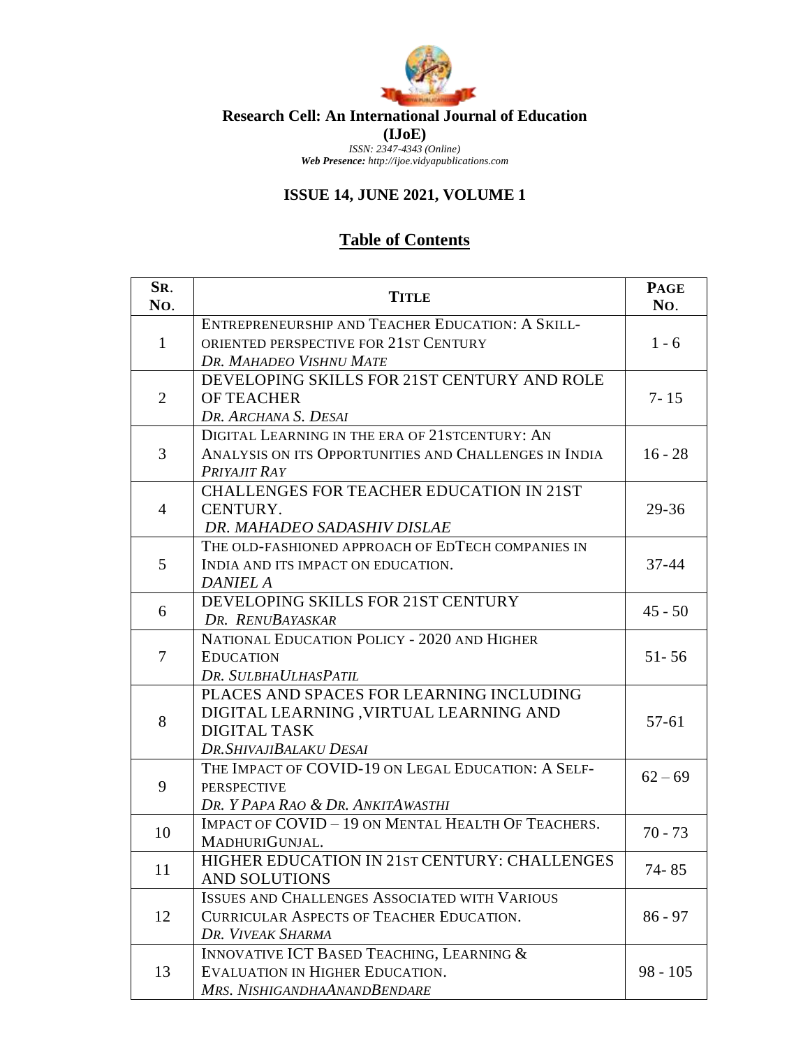**Research Cell: An International Journal of Education**

**(IJoE)**

*ISSN: 2347-4343 (Online)*

***Web Presence:*** *http://ijoe.vidyapublications.com*

## ISSUE 14, JUNE 2021, VOLUME 1

## Table of Contents

| SR. NO. | TITLE | PAGE NO. |
|---|---|---|
| 1 | ENTREPRENEURSHIP AND TEACHER EDUCATION: A SKILL-ORIENTED PERSPECTIVE FOR 21ST CENTURY<br>*DR. MAHADEO VISHNU MATE* | 1 - 6 |
| 2 | DEVELOPING SKILLS FOR 21ST CENTURY AND ROLE OF TEACHER<br>*DR. ARCHANA S. DESAI* | 7- 15 |
| 3 | DIGITAL LEARNING IN THE ERA OF 21STCENTURY: AN ANALYSIS ON ITS OPPORTUNITIES AND CHALLENGES IN INDIA<br>*PRIYAJIT RAY* | 16 - 28 |
| 4 | CHALLENGES FOR TEACHER EDUCATION IN 21ST CENTURY.<br>*DR. MAHADEO SADASHIV DISLAE* | 29-36 |
| 5 | THE OLD-FASHIONED APPROACH OF EDTECH COMPANIES IN INDIA AND ITS IMPACT ON EDUCATION.<br>*DANIEL A* | 37-44 |
| 6 | DEVELOPING SKILLS FOR 21ST CENTURY<br>*DR. RENUBAYASKAR* | 45 - 50 |
| 7 | NATIONAL EDUCATION POLICY - 2020 AND HIGHER EDUCATION<br>*DR. SULBHAULHASPATIL* | 51- 56 |
| 8 | PLACES AND SPACES FOR LEARNING INCLUDING DIGITAL LEARNING ,VIRTUAL LEARNING AND DIGITAL TASK<br>*DR.SHIVAJIBALAKU DESAI* | 57-61 |
| 9 | THE IMPACT OF COVID-19 ON LEGAL EDUCATION: A SELF-PERSPECTIVE<br>*DR. Y PAPA RAO & DR. ANKITAWASTHI* | 62 – 69 |
| 10 | IMPACT OF COVID – 19 ON MENTAL HEALTH OF TEACHERS.<br>MADHURIGUNJAL. | 70 - 73 |
| 11 | HIGHER EDUCATION IN 21ST CENTURY: CHALLENGES AND SOLUTIONS | 74- 85 |
| 12 | ISSUES AND CHALLENGES ASSOCIATED WITH VARIOUS CURRICULAR ASPECTS OF TEACHER EDUCATION.<br>*DR. VIVEAK SHARMA* | 86 - 97 |
| 13 | INNOVATIVE ICT BASED TEACHING, LEARNING & EVALUATION IN HIGHER EDUCATION.<br>*MRS. NISHIGANDHAANANDBENDARE* | 98 - 105 |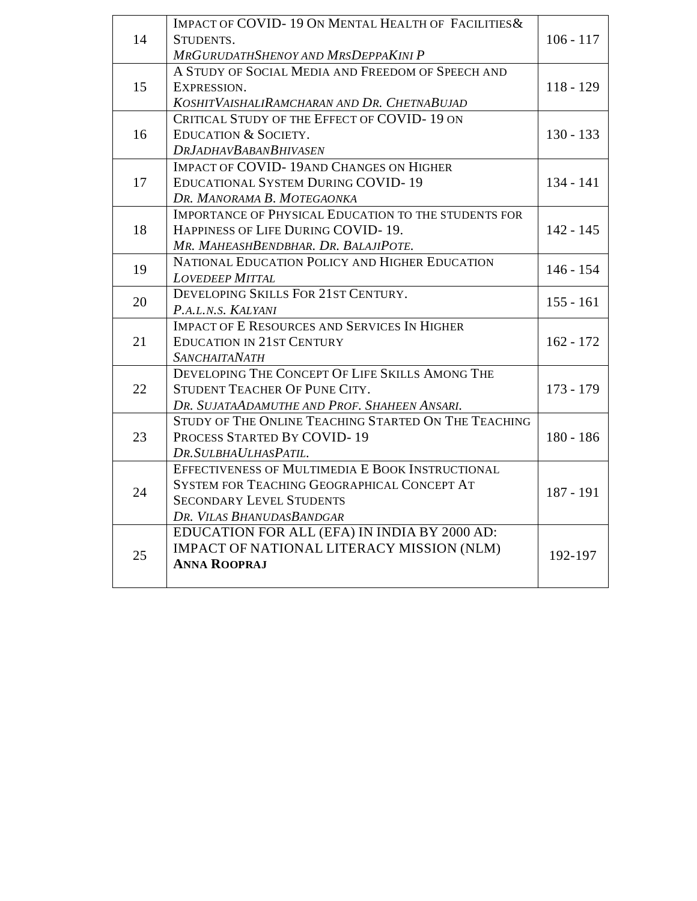| | | |
|---|---|---|
| 14 | IMPACT OF COVID- 19 ON MENTAL HEALTH OF FACILITIES& STUDENTS.<br>*MRGURUDATHSHENOY AND MRSDEPPAKINI P* | 106 - 117 |
| 15 | A STUDY OF SOCIAL MEDIA AND FREEDOM OF SPEECH AND EXPRESSION.<br>*KOSHITVAISHALIRAMCHARAN AND DR. CHETNABUJAD* | 118 - 129 |
| 16 | CRITICAL STUDY OF THE EFFECT OF COVID- 19 ON EDUCATION & SOCIETY.<br>*DRJADHAVBABANBHIVASEN* | 130 - 133 |
| 17 | IMPACT OF COVID- 19AND CHANGES ON HIGHER EDUCATIONAL SYSTEM DURING COVID- 19<br>*DR. MANORAMA B. MOTEGAONKA* | 134 - 141 |
| 18 | IMPORTANCE OF PHYSICAL EDUCATION TO THE STUDENTS FOR HAPPINESS OF LIFE DURING COVID- 19.<br>*MR. MAHEASHBENDBHAR. DR. BALAJIPOTE.* | 142 - 145 |
| 19 | NATIONAL EDUCATION POLICY AND HIGHER EDUCATION<br>*LOVEDEEP MITTAL* | 146 - 154 |
| 20 | DEVELOPING SKILLS FOR 21ST CENTURY.<br>*P.A.L.N.S. KALYANI* | 155 - 161 |
| 21 | IMPACT OF E RESOURCES AND SERVICES IN HIGHER EDUCATION IN 21ST CENTURY<br>*SANCHAITANATH* | 162 - 172 |
| 22 | DEVELOPING THE CONCEPT OF LIFE SKILLS AMONG THE STUDENT TEACHER OF PUNE CITY.<br>*DR. SUJATAADAMUTHE AND PROF. SHAHEEN ANSARI.* | 173 - 179 |
| 23 | STUDY OF THE ONLINE TEACHING STARTED ON THE TEACHING PROCESS STARTED BY COVID- 19<br>*DR.SULBHAULHASPATIL.* | 180 - 186 |
| 24 | EFFECTIVENESS OF MULTIMEDIA E BOOK INSTRUCTIONAL SYSTEM FOR TEACHING GEOGRAPHICAL CONCEPT AT SECONDARY LEVEL STUDENTS<br>*DR. VILAS BHANUDASBANDGAR* | 187 - 191 |
| 25 | EDUCATION FOR ALL (EFA) IN INDIA BY 2000 AD: IMPACT OF NATIONAL LITERACY MISSION (NLM)<br>**ANNA ROOPRAJ** | 192-197 |